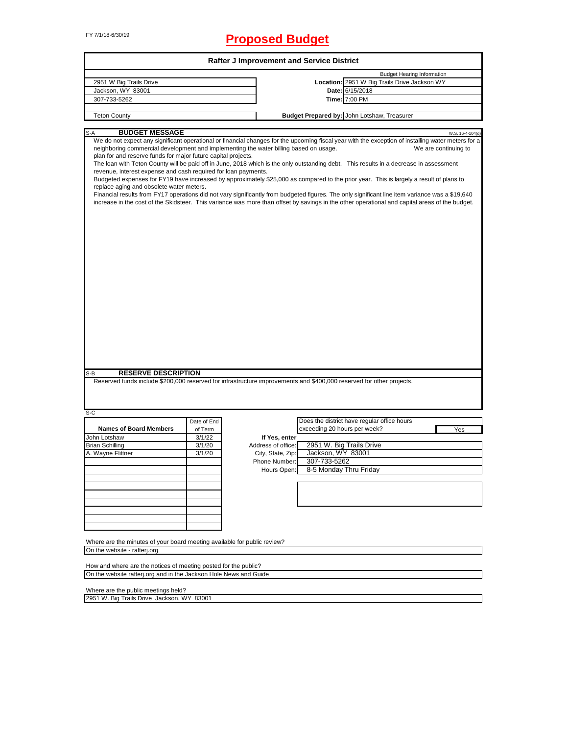FY 7/1/18-6/30/19

# Proposed Budget

## Rafter J Improvement and Service District

| | | |
|---|---|---|
| | | Budget Hearing Information |
| 2951 W Big Trails Drive | **Location:** | 2951 W Big Trails Drive Jackson WY |
| Jackson, WY 83001 | **Date:** | 6/15/2018 |
| 307-733-5262 | **Time:** | 7:00 PM |
| | | |
| Teton County | **Budget Prepared by:** | John Lotshaw, Treasurer |

### S-A BUDGET MESSAGE

W.S. 16-4-104(d)

We do not expect any significant operational or financial changes for the upcoming fiscal year with the exception of installing water meters for a neighboring commercial development and implementing the water billing based on usage. We are continuing to plan for and reserve funds for major future capital projects.

The loan with Teton County will be paid off in June, 2018 which is the only outstanding debt. This results in a decrease in assessment revenue, interest expense and cash required for loan payments.

Budgeted expenses for FY19 have increased by approximately $25,000 as compared to the prior year. This is largely a result of plans to replace aging and obsolete water meters.

Financial results from FY17 operations did not vary significantly from budgeted figures. The only significant line item variance was a $19,640 increase in the cost of the Skidsteer. This variance was more than offset by savings in the other operational and capital areas of the budget.

### S-B RESERVE DESCRIPTION

Reserved funds include $200,000 reserved for infrastructure improvements and $400,000 reserved for other projects.

### S-C

| Names of Board Members | Date of End of Term |
|---|---|
| John Lotshaw | 3/1/22 |
| Brian Schilling | 3/1/20 |
| A. Wayne Flittner | 3/1/20 |

Does the district have regular office hours exceeding 20 hours per week? **Yes**

If Yes, enter

| | |
|---|---|
| Address of office: | 2951 W. Big Trails Drive |
| City, State, Zip: | Jackson, WY 83001 |
| Phone Number: | 307-733-5262 |
| Hours Open: | 8-5 Monday Thru Friday |

Where are the minutes of your board meeting available for public review?

On the website - rafterj.org

How and where are the notices of meeting posted for the public?

On the website rafterj.org and in the Jackson Hole News and Guide

Where are the public meetings held?

2951 W. Big Trails Drive Jackson, WY 83001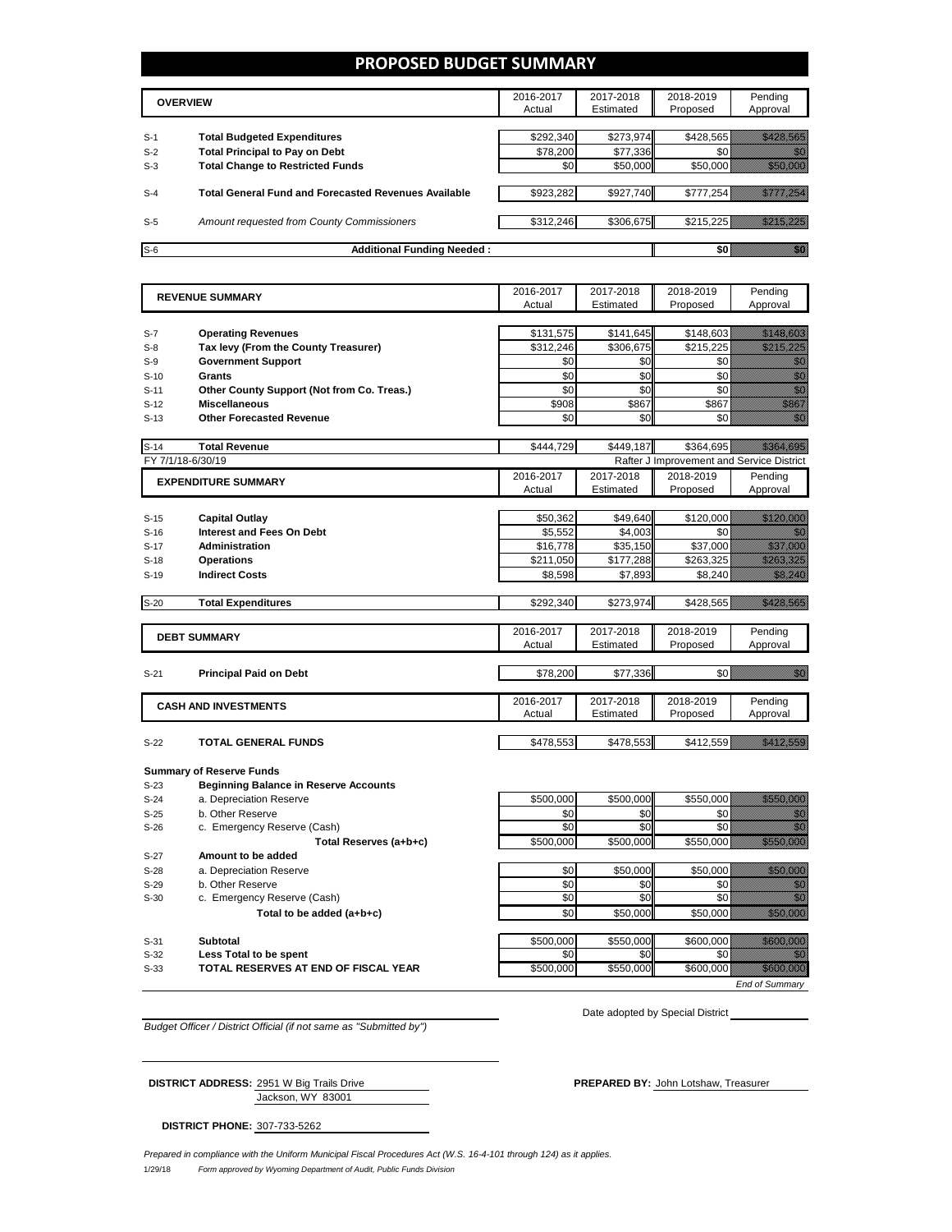# PROPOSED BUDGET SUMMARY

| | OVERVIEW | 2016-2017 Actual | 2017-2018 Estimated | 2018-2019 Proposed | Pending Approval |
|---|---|---|---|---|---|
| S-1 | **Total Budgeted Expenditures** | $292,340 | $273,974 | $428,565 | $428,565 |
| S-2 | **Total Principal to Pay on Debt** | $78,200 | $77,336 | $0 | $0 |
| S-3 | **Total Change to Restricted Funds** | $0 | $50,000 | $50,000 | $50,000 |
| S-4 | **Total General Fund and Forecasted Revenues Available** | $923,282 | $927,740 | $777,254 | $777,254 |
| S-5 | *Amount requested from County Commissioners* | $312,246 | $306,675 | $215,225 | $215,225 |
| S-6 | **Additional Funding Needed :** | | | **$0** | $0 |

| | REVENUE SUMMARY | 2016-2017 Actual | 2017-2018 Estimated | 2018-2019 Proposed | Pending Approval |
|---|---|---|---|---|---|
| S-7 | **Operating Revenues** | $131,575 | $141,645 | $148,603 | $148,603 |
| S-8 | **Tax levy (From the County Treasurer)** | $312,246 | $306,675 | $215,225 | $215,225 |
| S-9 | **Government Support** | $0 | $0 | $0 | $0 |
| S-10 | **Grants** | $0 | $0 | $0 | $0 |
| S-11 | **Other County Support (Not from Co. Treas.)** | $0 | $0 | $0 | $0 |
| S-12 | **Miscellaneous** | $908 | $867 | $867 | $867 |
| S-13 | **Other Forecasted Revenue** | $0 | $0 | $0 | $0 |
| S-14 | **Total Revenue** | $444,729 | $449,187 | $364,695 | $364,695 |

FY 7/1/18-6/30/19 — Rafter J Improvement and Service District

| | EXPENDITURE SUMMARY | 2016-2017 Actual | 2017-2018 Estimated | 2018-2019 Proposed | Pending Approval |
|---|---|---|---|---|---|
| S-15 | **Capital Outlay** | $50,362 | $49,640 | $120,000 | $120,000 |
| S-16 | **Interest and Fees On Debt** | $5,552 | $4,003 | $0 | $0 |
| S-17 | **Administration** | $16,778 | $35,150 | $37,000 | $37,000 |
| S-18 | **Operations** | $211,050 | $177,288 | $263,325 | $263,325 |
| S-19 | **Indirect Costs** | $8,598 | $7,893 | $8,240 | $8,240 |
| S-20 | **Total Expenditures** | $292,340 | $273,974 | $428,565 | $428,565 |

| | DEBT SUMMARY | 2016-2017 Actual | 2017-2018 Estimated | 2018-2019 Proposed | Pending Approval |
|---|---|---|---|---|---|
| S-21 | **Principal Paid on Debt** | $78,200 | $77,336 | $0 | $0 |

| | CASH AND INVESTMENTS | 2016-2017 Actual | 2017-2018 Estimated | 2018-2019 Proposed | Pending Approval |
|---|---|---|---|---|---|
| S-22 | **TOTAL GENERAL FUNDS** | $478,553 | $478,553 | $412,559 | $412,559 |

**Summary of Reserve Funds**

| | | 2016-2017 Actual | 2017-2018 Estimated | 2018-2019 Proposed | Pending Approval |
|---|---|---|---|---|---|
| S-23 | **Beginning Balance in Reserve Accounts** | | | | |
| S-24 | a. Depreciation Reserve | $500,000 | $500,000 | $550,000 | $550,000 |
| S-25 | b. Other Reserve | $0 | $0 | $0 | $0 |
| S-26 | c. Emergency Reserve (Cash) | $0 | $0 | $0 | $0 |
| | **Total Reserves (a+b+c)** | $500,000 | $500,000 | $550,000 | $550,000 |
| S-27 | **Amount to be added** | | | | |
| S-28 | a. Depreciation Reserve | $0 | $50,000 | $50,000 | $50,000 |
| S-29 | b. Other Reserve | $0 | $0 | $0 | $0 |
| S-30 | c. Emergency Reserve (Cash) | $0 | $0 | $0 | $0 |
| | **Total to be added (a+b+c)** | $0 | $50,000 | $50,000 | $50,000 |
| S-31 | **Subtotal** | $500,000 | $550,000 | $600,000 | $600,000 |
| S-32 | **Less Total to be spent** | $0 | $0 | $0 | $0 |
| S-33 | **TOTAL RESERVES AT END OF FISCAL YEAR** | $500,000 | $550,000 | $600,000 | $600,000 |

*End of Summary*

*Budget Officer / District Official (if not same as "Submitted by")*

Date adopted by Special District ____________

**DISTRICT ADDRESS:** 2951 W Big Trails Drive
Jackson, WY 83001

**PREPARED BY:** John Lotshaw, Treasurer

**DISTRICT PHONE:** 307-733-5262

*Prepared in compliance with the Uniform Municipal Fiscal Procedures Act (W.S. 16-4-101 through 124) as it applies.*

1/29/18 *Form approved by Wyoming Department of Audit, Public Funds Division*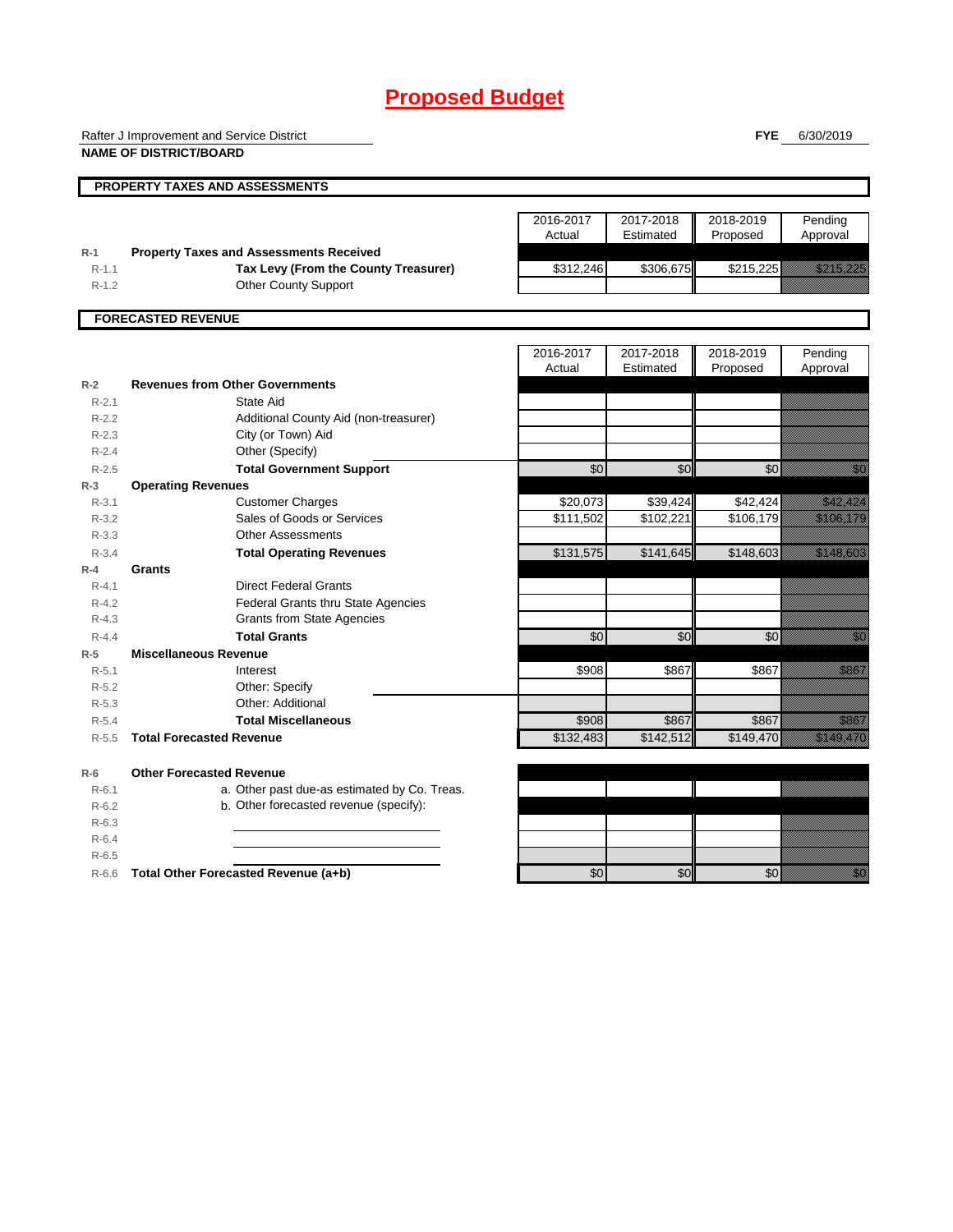# Proposed Budget

Rafter J Improvement and Service District
**NAME OF DISTRICT/BOARD**

**FYE** 6/30/2019

## PROPERTY TAXES AND ASSESSMENTS

| | | 2016-2017 Actual | 2017-2018 Estimated | 2018-2019 Proposed | Pending Approval |
|---|---|---|---|---|---|
| R-1 | **Property Taxes and Assessments Received** | | | | |
| R-1.1 | **Tax Levy (From the County Treasurer)** | $312,246 | $306,675 | $215,225 | $215,225 |
| R-1.2 | Other County Support | | | | |

## FORECASTED REVENUE

| | | 2016-2017 Actual | 2017-2018 Estimated | 2018-2019 Proposed | Pending Approval |
|---|---|---|---|---|---|
| R-2 | **Revenues from Other Governments** | | | | |
| R-2.1 | State Aid | | | | |
| R-2.2 | Additional County Aid (non-treasurer) | | | | |
| R-2.3 | City (or Town) Aid | | | | |
| R-2.4 | Other (Specify) | | | | |
| R-2.5 | **Total Government Support** | $0 | $0 | $0 | $0 |
| R-3 | **Operating Revenues** | | | | |
| R-3.1 | Customer Charges | $20,073 | $39,424 | $42,424 | $42,424 |
| R-3.2 | Sales of Goods or Services | $111,502 | $102,221 | $106,179 | $106,179 |
| R-3.3 | Other Assessments | | | | |
| R-3.4 | **Total Operating Revenues** | $131,575 | $141,645 | $148,603 | $148,603 |
| R-4 | **Grants** | | | | |
| R-4.1 | Direct Federal Grants | | | | |
| R-4.2 | Federal Grants thru State Agencies | | | | |
| R-4.3 | Grants from State Agencies | | | | |
| R-4.4 | **Total Grants** | $0 | $0 | $0 | $0 |
| R-5 | **Miscellaneous Revenue** | | | | |
| R-5.1 | Interest | $908 | $867 | $867 | $867 |
| R-5.2 | Other: Specify | | | | |
| R-5.3 | Other: Additional | | | | |
| R-5.4 | **Total Miscellaneous** | $908 | $867 | $867 | $867 |
| R-5.5 | **Total Forecasted Revenue** | $132,483 | $142,512 | $149,470 | $149,470 |
| R-6 | **Other Forecasted Revenue** | | | | |
| R-6.1 | a. Other past due-as estimated by Co. Treas. | | | | |
| R-6.2 | b. Other forecasted revenue (specify): | | | | |
| R-6.3 | | | | | |
| R-6.4 | | | | | |
| R-6.5 | | | | | |
| R-6.6 | **Total Other Forecasted Revenue (a+b)** | $0 | $0 | $0 | $0 |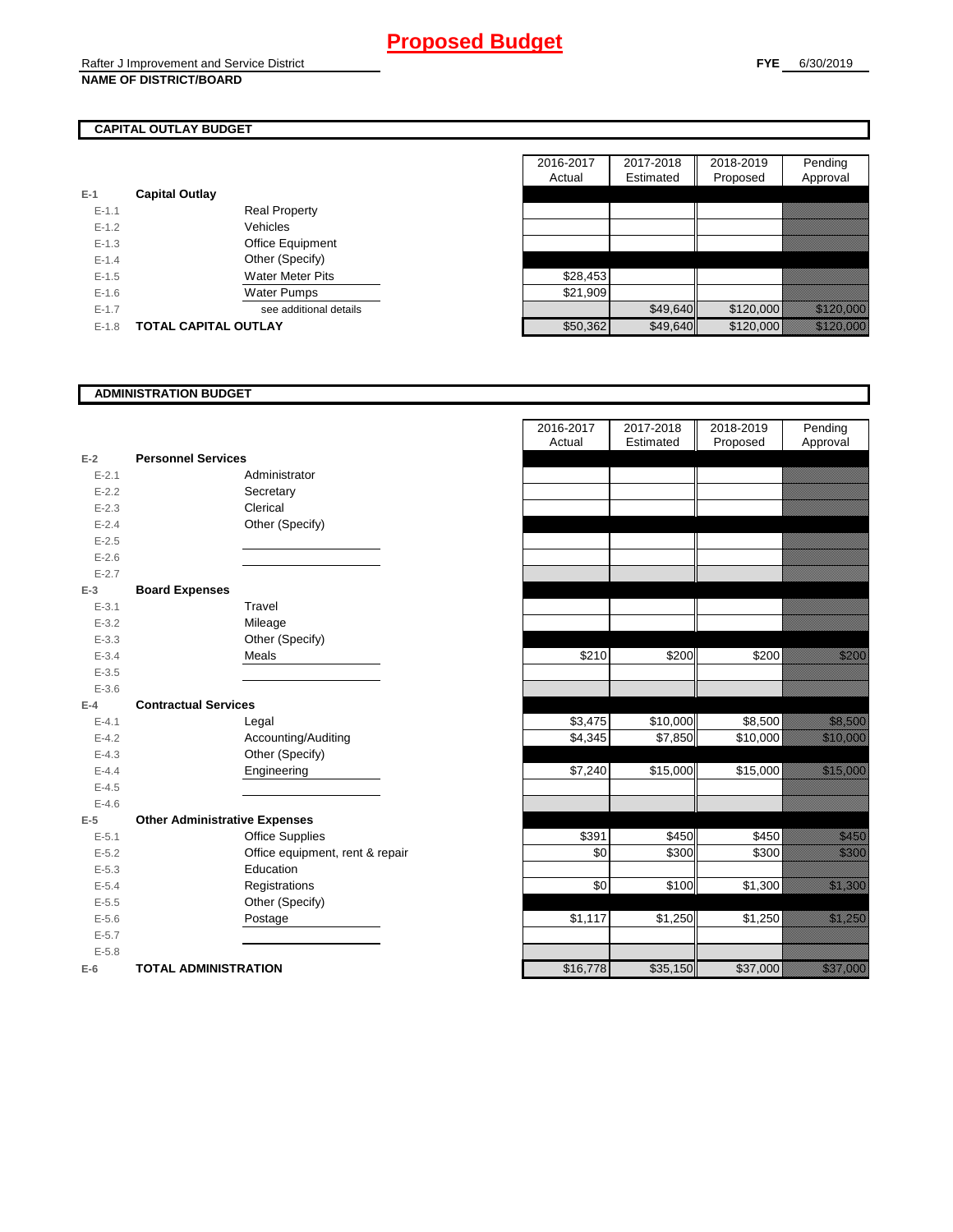# Proposed Budget

Rafter J Improvement and Service District
**NAME OF DISTRICT/BOARD**

**FYE** 6/30/2019

## CAPITAL OUTLAY BUDGET

| | | | 2016-2017 Actual | 2017-2018 Estimated | 2018-2019 Proposed | Pending Approval |
|---|---|---|---|---|---|---|
| E-1 | **Capital Outlay** | | | | | |
| E-1.1 | | Real Property | | | | |
| E-1.2 | | Vehicles | | | | |
| E-1.3 | | Office Equipment | | | | |
| E-1.4 | | Other (Specify) | | | | |
| E-1.5 | | Water Meter Pits | $28,453 | | | |
| E-1.6 | | Water Pumps | $21,909 | | | |
| E-1.7 | | see additional details | | $49,640 | $120,000 | $120,000 |
| E-1.8 | **TOTAL CAPITAL OUTLAY** | | $50,362 | $49,640 | $120,000 | $120,000 |

## ADMINISTRATION BUDGET

| | | | 2016-2017 Actual | 2017-2018 Estimated | 2018-2019 Proposed | Pending Approval |
|---|---|---|---|---|---|---|
| E-2 | **Personnel Services** | | | | | |
| E-2.1 | | Administrator | | | | |
| E-2.2 | | Secretary | | | | |
| E-2.3 | | Clerical | | | | |
| E-2.4 | | Other (Specify) | | | | |
| E-2.5 | | | | | | |
| E-2.6 | | | | | | |
| E-2.7 | | | | | | |
| E-3 | **Board Expenses** | | | | | |
| E-3.1 | | Travel | | | | |
| E-3.2 | | Mileage | | | | |
| E-3.3 | | Other (Specify) | | | | |
| E-3.4 | | Meals | $210 | $200 | $200 | $200 |
| E-3.5 | | | | | | |
| E-3.6 | | | | | | |
| E-4 | **Contractual Services** | | | | | |
| E-4.1 | | Legal | $3,475 | $10,000 | $8,500 | $8,500 |
| E-4.2 | | Accounting/Auditing | $4,345 | $7,850 | $10,000 | $10,000 |
| E-4.3 | | Other (Specify) | | | | |
| E-4.4 | | Engineering | $7,240 | $15,000 | $15,000 | $15,000 |
| E-4.5 | | | | | | |
| E-4.6 | | | | | | |
| E-5 | **Other Administrative Expenses** | | | | | |
| E-5.1 | | Office Supplies | $391 | $450 | $450 | $450 |
| E-5.2 | | Office equipment, rent & repair | $0 | $300 | $300 | $300 |
| E-5.3 | | Education | | | | |
| E-5.4 | | Registrations | $0 | $100 | $1,300 | $1,300 |
| E-5.5 | | Other (Specify) | | | | |
| E-5.6 | | Postage | $1,117 | $1,250 | $1,250 | $1,250 |
| E-5.7 | | | | | | |
| E-5.8 | | | | | | |
| E-6 | **TOTAL ADMINISTRATION** | | $16,778 | $35,150 | $37,000 | $37,000 |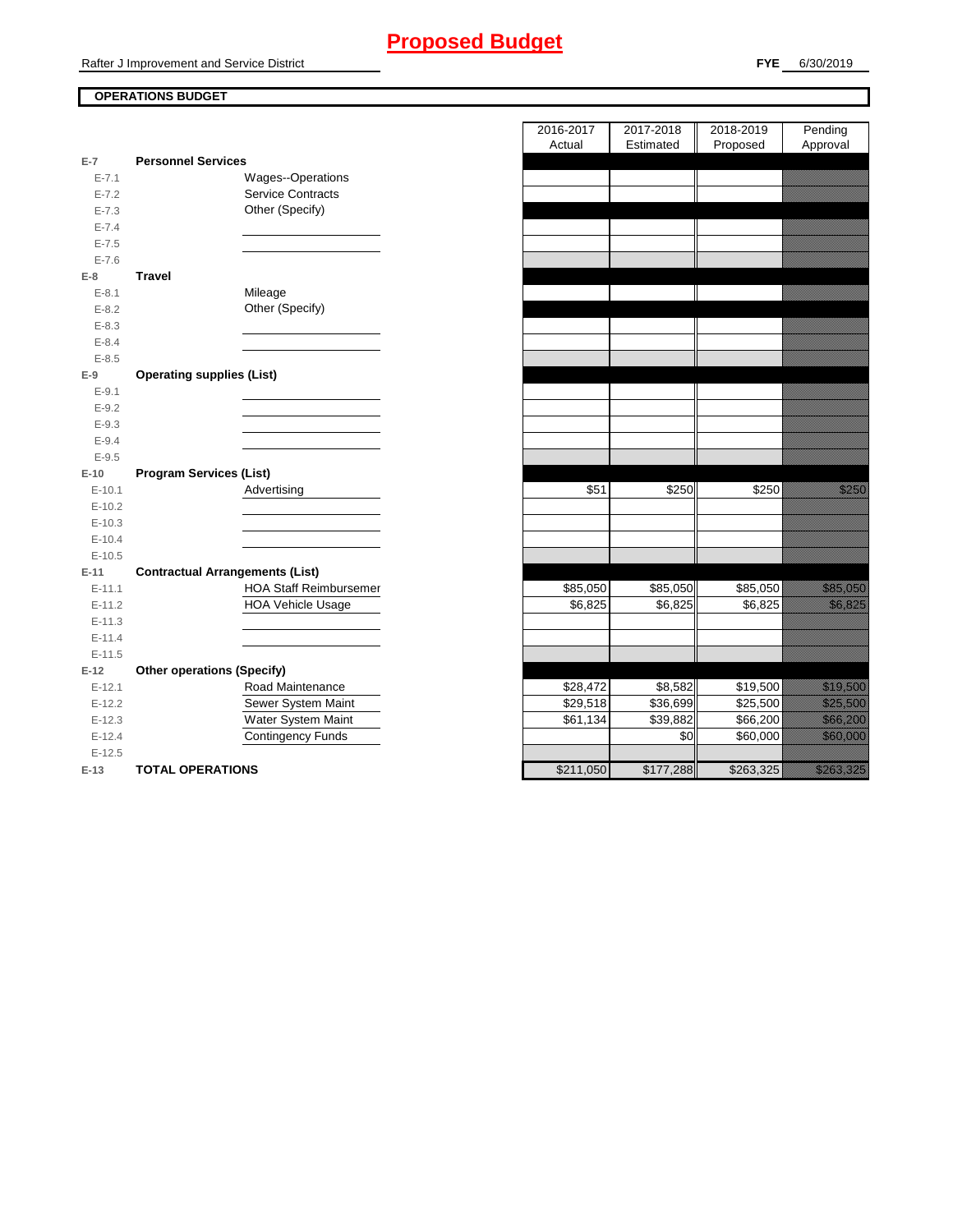# Proposed Budget

Rafter J Improvement and Service District

**FYE** 6/30/2019

**OPERATIONS BUDGET**

| | | | 2016-2017 Actual | 2017-2018 Estimated | 2018-2019 Proposed | Pending Approval |
|---|---|---|---|---|---|---|
| E-7 | **Personnel Services** | | | | | |
| E-7.1 | | Wages--Operations | | | | |
| E-7.2 | | Service Contracts | | | | |
| E-7.3 | | Other (Specify) | | | | |
| E-7.4 | | | | | | |
| E-7.5 | | | | | | |
| E-7.6 | | | | | | |
| E-8 | **Travel** | | | | | |
| E-8.1 | | Mileage | | | | |
| E-8.2 | | Other (Specify) | | | | |
| E-8.3 | | | | | | |
| E-8.4 | | | | | | |
| E-8.5 | | | | | | |
| E-9 | **Operating supplies (List)** | | | | | |
| E-9.1 | | | | | | |
| E-9.2 | | | | | | |
| E-9.3 | | | | | | |
| E-9.4 | | | | | | |
| E-9.5 | | | | | | |
| E-10 | **Program Services (List)** | | | | | |
| E-10.1 | | Advertising | $51 | $250 | $250 | $250 |
| E-10.2 | | | | | | |
| E-10.3 | | | | | | |
| E-10.4 | | | | | | |
| E-10.5 | | | | | | |
| E-11 | **Contractual Arrangements (List)** | | | | | |
| E-11.1 | | HOA Staff Reimbursemer | $85,050 | $85,050 | $85,050 | $85,050 |
| E-11.2 | | HOA Vehicle Usage | $6,825 | $6,825 | $6,825 | $6,825 |
| E-11.3 | | | | | | |
| E-11.4 | | | | | | |
| E-11.5 | | | | | | |
| E-12 | **Other operations (Specify)** | | | | | |
| E-12.1 | | Road Maintenance | $28,472 | $8,582 | $19,500 | $19,500 |
| E-12.2 | | Sewer System Maint | $29,518 | $36,699 | $25,500 | $25,500 |
| E-12.3 | | Water System Maint | $61,134 | $39,882 | $66,200 | $66,200 |
| E-12.4 | | Contingency Funds | | $0 | $60,000 | $60,000 |
| E-12.5 | | | | | | |
| E-13 | **TOTAL OPERATIONS** | | $211,050 | $177,288 | $263,325 | $263,325 |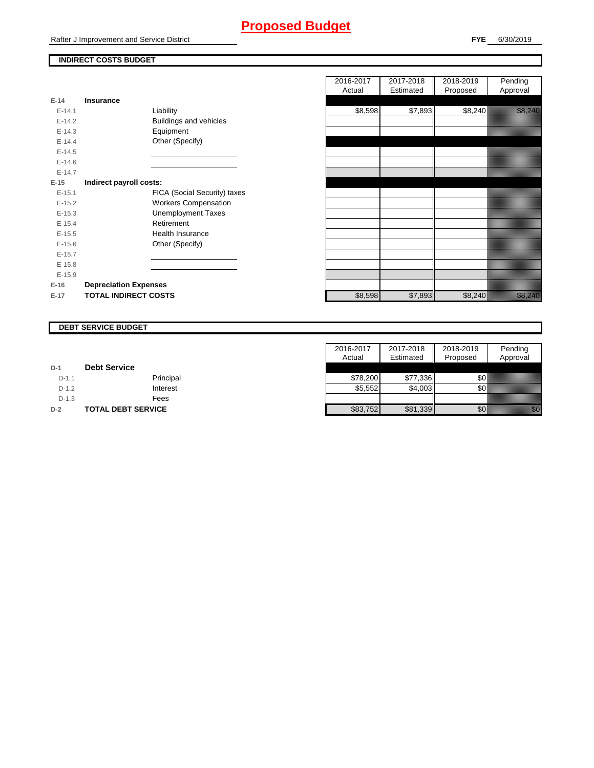# Proposed Budget

Rafter J Improvement and Service District

**FYE** 6/30/2019

## INDIRECT COSTS BUDGET

| | | | 2016-2017 Actual | 2017-2018 Estimated | 2018-2019 Proposed | Pending Approval |
|---|---|---|---|---|---|---|
| **E-14** | **Insurance** | | | | | |
| E-14.1 | | Liability | $8,598 | $7,893 | $8,240 | $8,240 |
| E-14.2 | | Buildings and vehicles | | | | |
| E-14.3 | | Equipment | | | | |
| E-14.4 | | Other (Specify) | | | | |
| E-14.5 | | | | | | |
| E-14.6 | | | | | | |
| E-14.7 | | | | | | |
| **E-15** | **Indirect payroll costs:** | | | | | |
| E-15.1 | | FICA (Social Security) taxes | | | | |
| E-15.2 | | Workers Compensation | | | | |
| E-15.3 | | Unemployment Taxes | | | | |
| E-15.4 | | Retirement | | | | |
| E-15.5 | | Health Insurance | | | | |
| E-15.6 | | Other (Specify) | | | | |
| E-15.7 | | | | | | |
| E-15.8 | | | | | | |
| E-15.9 | | | | | | |
| **E-16** | **Depreciation Expenses** | | | | | |
| **E-17** | **TOTAL INDIRECT COSTS** | | $8,598 | $7,893 | $8,240 | $8,240 |

## DEBT SERVICE BUDGET

| | | | 2016-2017 Actual | 2017-2018 Estimated | 2018-2019 Proposed | Pending Approval |
|---|---|---|---|---|---|---|
| **D-1** | **Debt Service** | | | | | |
| D-1.1 | | Principal | $78,200 | $77,336 | $0 | |
| D-1.2 | | Interest | $5,552 | $4,003 | $0 | |
| D-1.3 | | Fees | | | | |
| **D-2** | **TOTAL DEBT SERVICE** | | $83,752 | $81,339 | $0 | $0 |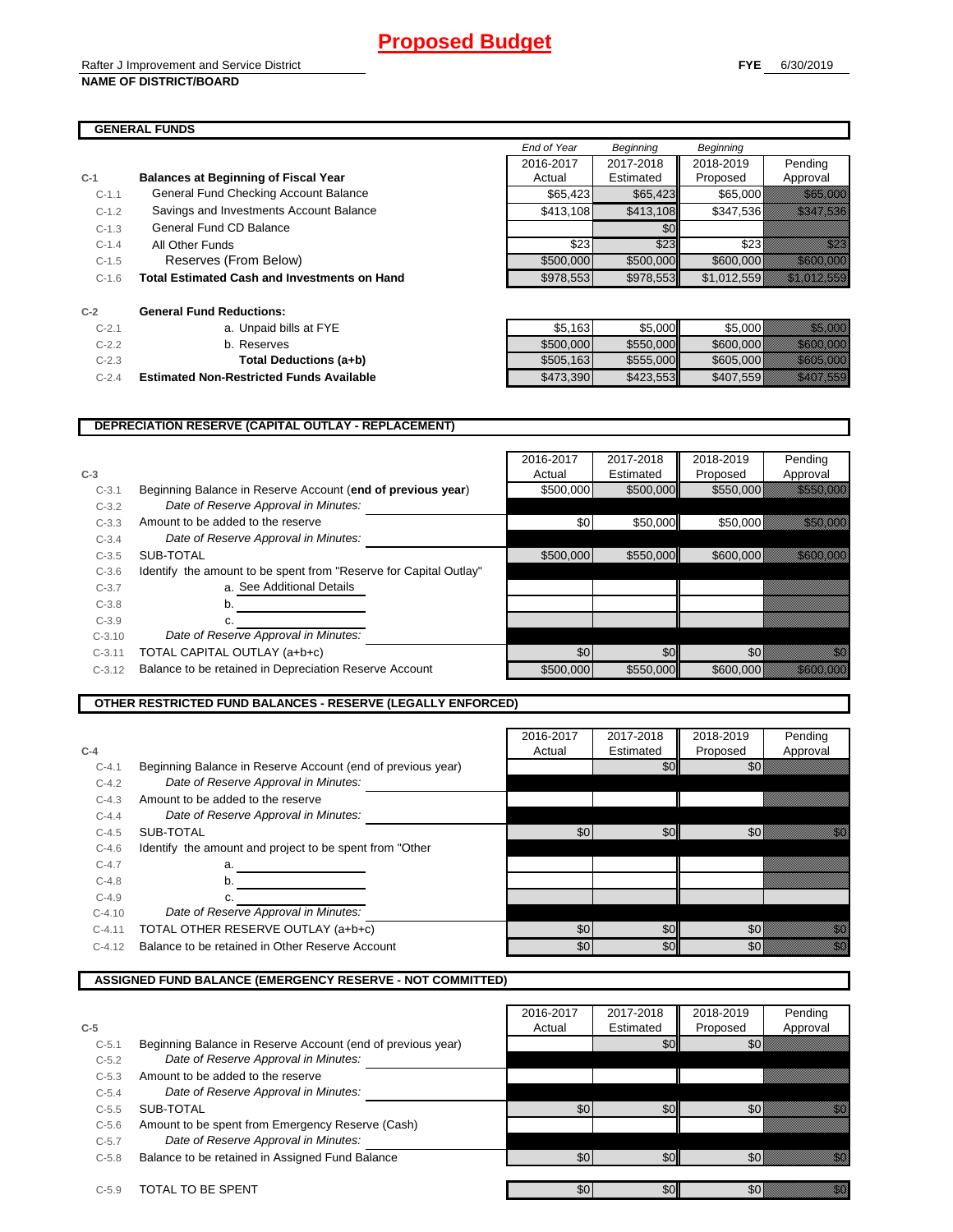# Proposed Budget

Rafter J Improvement and Service District **FYE** 6/30/2019

**NAME OF DISTRICT/BOARD**

## GENERAL FUNDS

| | | End of Year 2016-2017 Actual | Beginning 2017-2018 Estimated | Beginning 2018-2019 Proposed | Pending Approval |
|---|---|---|---|---|---|
| C-1 | **Balances at Beginning of Fiscal Year** | | | | |
| C-1.1 | General Fund Checking Account Balance | $65,423 | $65,423 | $65,000 | $65,000 |
| C-1.2 | Savings and Investments Account Balance | $413,108 | $413,108 | $347,536 | $347,536 |
| C-1.3 | General Fund CD Balance | | $0 | | |
| C-1.4 | All Other Funds | $23 | $23 | $23 | $23 |
| C-1.5 | Reserves (From Below) | $500,000 | $500,000 | $600,000 | $600,000 |
| C-1.6 | **Total Estimated Cash and Investments on Hand** | $978,553 | $978,553 | $1,012,559 | $1,012,559 |
| C-2 | **General Fund Reductions:** | | | | |
| C-2.1 | a. Unpaid bills at FYE | $5,163 | $5,000 | $5,000 | $5,000 |
| C-2.2 | b. Reserves | $500,000 | $550,000 | $600,000 | $600,000 |
| C-2.3 | **Total Deductions (a+b)** | $505,163 | $555,000 | $605,000 | $605,000 |
| C-2.4 | **Estimated Non-Restricted Funds Available** | $473,390 | $423,553 | $407,559 | $407,559 |

## DEPRECIATION RESERVE (CAPITAL OUTLAY - REPLACEMENT)

| C-3 | | 2016-2017 Actual | 2017-2018 Estimated | 2018-2019 Proposed | Pending Approval |
|---|---|---|---|---|---|
| C-3.1 | Beginning Balance in Reserve Account (**end of previous year**) | $500,000 | $500,000 | $550,000 | $550,000 |
| C-3.2 | *Date of Reserve Approval in Minutes:* | | | | |
| C-3.3 | Amount to be added to the reserve | $0 | $50,000 | $50,000 | $50,000 |
| C-3.4 | *Date of Reserve Approval in Minutes:* | | | | |
| C-3.5 | SUB-TOTAL | $500,000 | $550,000 | $600,000 | $600,000 |
| C-3.6 | Identify the amount to be spent from "Reserve for Capital Outlay" | | | | |
| C-3.7 | a. See Additional Details | | | | |
| C-3.8 | b. | | | | |
| C-3.9 | c. | | | | |
| C-3.10 | *Date of Reserve Approval in Minutes:* | | | | |
| C-3.11 | TOTAL CAPITAL OUTLAY (a+b+c) | $0 | $0 | $0 | $0 |
| C-3.12 | Balance to be retained in Depreciation Reserve Account | $500,000 | $550,000 | $600,000 | $600,000 |

## OTHER RESTRICTED FUND BALANCES - RESERVE (LEGALLY ENFORCED)

| C-4 | | 2016-2017 Actual | 2017-2018 Estimated | 2018-2019 Proposed | Pending Approval |
|---|---|---|---|---|---|
| C-4.1 | Beginning Balance in Reserve Account (end of previous year) | | $0 | $0 | |
| C-4.2 | *Date of Reserve Approval in Minutes:* | | | | |
| C-4.3 | Amount to be added to the reserve | | | | |
| C-4.4 | *Date of Reserve Approval in Minutes:* | | | | |
| C-4.5 | SUB-TOTAL | $0 | $0 | $0 | $0 |
| C-4.6 | Identify the amount and project to be spent from "Other | | | | |
| C-4.7 | a. | | | | |
| C-4.8 | b. | | | | |
| C-4.9 | c. | | | | |
| C-4.10 | *Date of Reserve Approval in Minutes:* | | | | |
| C-4.11 | TOTAL OTHER RESERVE OUTLAY (a+b+c) | $0 | $0 | $0 | $0 |
| C-4.12 | Balance to be retained in Other Reserve Account | $0 | $0 | $0 | $0 |

## ASSIGNED FUND BALANCE (EMERGENCY RESERVE - NOT COMMITTED)

| C-5 | | 2016-2017 Actual | 2017-2018 Estimated | 2018-2019 Proposed | Pending Approval |
|---|---|---|---|---|---|
| C-5.1 | Beginning Balance in Reserve Account (end of previous year) | | $0 | $0 | |
| C-5.2 | *Date of Reserve Approval in Minutes:* | | | | |
| C-5.3 | Amount to be added to the reserve | | | | |
| C-5.4 | *Date of Reserve Approval in Minutes:* | | | | |
| C-5.5 | SUB-TOTAL | $0 | $0 | $0 | $0 |
| C-5.6 | Amount to be spent from Emergency Reserve (Cash) | | | | |
| C-5.7 | *Date of Reserve Approval in Minutes:* | | | | |
| C-5.8 | Balance to be retained in Assigned Fund Balance | $0 | $0 | $0 | $0 |
| C-5.9 | TOTAL TO BE SPENT | $0 | $0 | $0 | $0 |